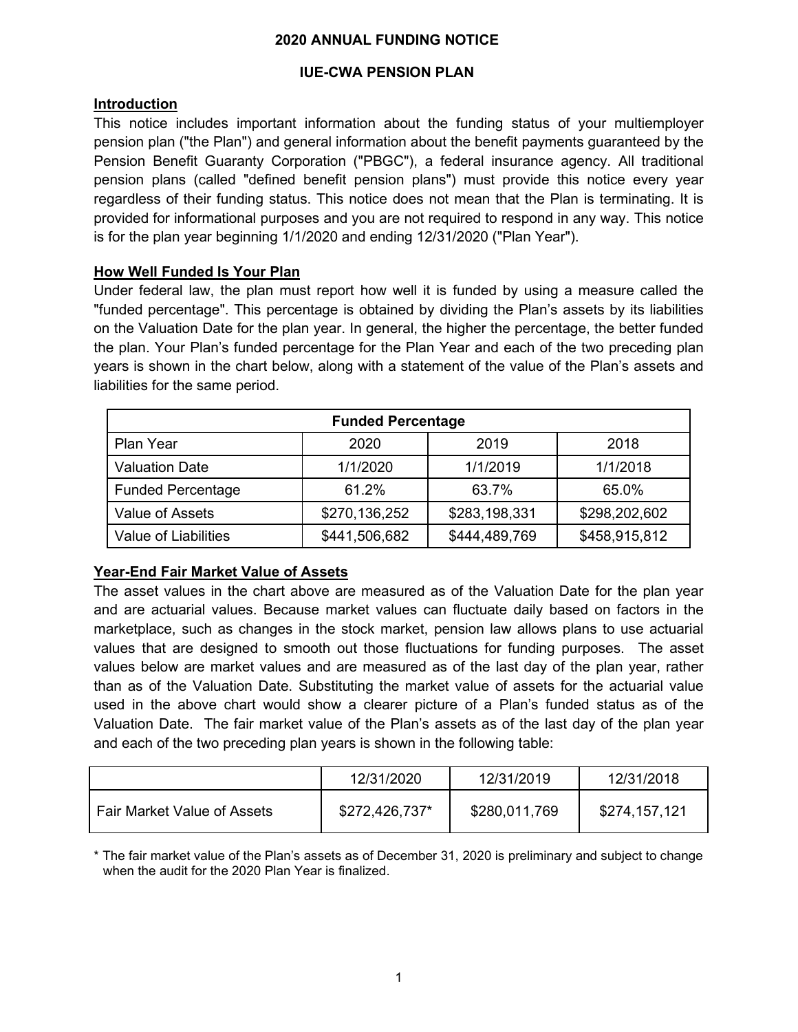# 2020 ANNUAL FUNDING NOTICE

## IUE-CWA PENSION PLAN

### Introduction

This notice includes important information about the funding status of your multiemployer pension plan ("the Plan") and general information about the benefit payments guaranteed by the Pension Benefit Guaranty Corporation ("PBGC"), a federal insurance agency. All traditional pension plans (called "defined benefit pension plans") must provide this notice every year regardless of their funding status. This notice does not mean that the Plan is terminating. It is provided for informational purposes and you are not required to respond in any way. This notice is for the plan year beginning 1/1/2020 and ending 12/31/2020 ("Plan Year").

### How Well Funded Is Your Plan

Under federal law, the plan must report how well it is funded by using a measure called the "funded percentage". This percentage is obtained by dividing the Plan's assets by its liabilities on the Valuation Date for the plan year. In general, the higher the percentage, the better funded the plan. Your Plan's funded percentage for the Plan Year and each of the two preceding plan years is shown in the chart below, along with a statement of the value of the Plan's assets and liabilities for the same period.

| Funded Percentage | | | |
|---|---|---|---|
| Plan Year | 2020 | 2019 | 2018 |
| Valuation Date | 1/1/2020 | 1/1/2019 | 1/1/2018 |
| Funded Percentage | 61.2% | 63.7% | 65.0% |
| Value of Assets | $270,136,252 | $283,198,331 | $298,202,602 |
| Value of Liabilities | $441,506,682 | $444,489,769 | $458,915,812 |

### Year-End Fair Market Value of Assets

The asset values in the chart above are measured as of the Valuation Date for the plan year and are actuarial values. Because market values can fluctuate daily based on factors in the marketplace, such as changes in the stock market, pension law allows plans to use actuarial values that are designed to smooth out those fluctuations for funding purposes. The asset values below are market values and are measured as of the last day of the plan year, rather than as of the Valuation Date. Substituting the market value of assets for the actuarial value used in the above chart would show a clearer picture of a Plan's funded status as of the Valuation Date. The fair market value of the Plan's assets as of the last day of the plan year and each of the two preceding plan years is shown in the following table:

| | 12/31/2020 | 12/31/2019 | 12/31/2018 |
|---|---|---|---|
| Fair Market Value of Assets | $272,426,737* | $280,011,769 | $274,157,121 |

\* The fair market value of the Plan's assets as of December 31, 2020 is preliminary and subject to change when the audit for the 2020 Plan Year is finalized.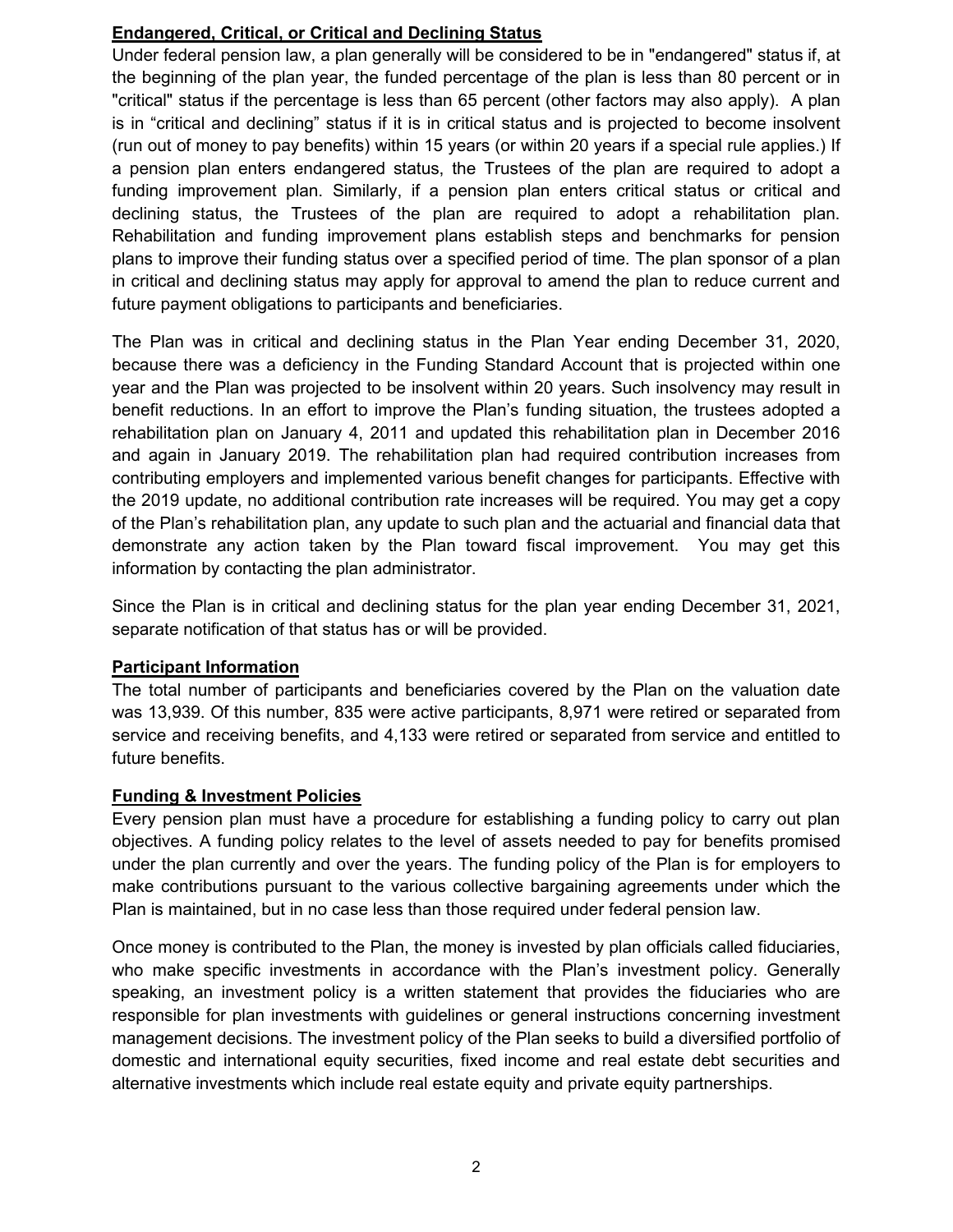## Endangered, Critical, or Critical and Declining Status

Under federal pension law, a plan generally will be considered to be in "endangered" status if, at the beginning of the plan year, the funded percentage of the plan is less than 80 percent or in "critical" status if the percentage is less than 65 percent (other factors may also apply). A plan is in "critical and declining" status if it is in critical status and is projected to become insolvent (run out of money to pay benefits) within 15 years (or within 20 years if a special rule applies.) If a pension plan enters endangered status, the Trustees of the plan are required to adopt a funding improvement plan. Similarly, if a pension plan enters critical status or critical and declining status, the Trustees of the plan are required to adopt a rehabilitation plan. Rehabilitation and funding improvement plans establish steps and benchmarks for pension plans to improve their funding status over a specified period of time. The plan sponsor of a plan in critical and declining status may apply for approval to amend the plan to reduce current and future payment obligations to participants and beneficiaries.

The Plan was in critical and declining status in the Plan Year ending December 31, 2020, because there was a deficiency in the Funding Standard Account that is projected within one year and the Plan was projected to be insolvent within 20 years. Such insolvency may result in benefit reductions. In an effort to improve the Plan's funding situation, the trustees adopted a rehabilitation plan on January 4, 2011 and updated this rehabilitation plan in December 2016 and again in January 2019. The rehabilitation plan had required contribution increases from contributing employers and implemented various benefit changes for participants. Effective with the 2019 update, no additional contribution rate increases will be required. You may get a copy of the Plan's rehabilitation plan, any update to such plan and the actuarial and financial data that demonstrate any action taken by the Plan toward fiscal improvement. You may get this information by contacting the plan administrator.

Since the Plan is in critical and declining status for the plan year ending December 31, 2021, separate notification of that status has or will be provided.

## Participant Information

The total number of participants and beneficiaries covered by the Plan on the valuation date was 13,939. Of this number, 835 were active participants, 8,971 were retired or separated from service and receiving benefits, and 4,133 were retired or separated from service and entitled to future benefits.

## Funding & Investment Policies

Every pension plan must have a procedure for establishing a funding policy to carry out plan objectives. A funding policy relates to the level of assets needed to pay for benefits promised under the plan currently and over the years. The funding policy of the Plan is for employers to make contributions pursuant to the various collective bargaining agreements under which the Plan is maintained, but in no case less than those required under federal pension law.

Once money is contributed to the Plan, the money is invested by plan officials called fiduciaries, who make specific investments in accordance with the Plan's investment policy. Generally speaking, an investment policy is a written statement that provides the fiduciaries who are responsible for plan investments with guidelines or general instructions concerning investment management decisions. The investment policy of the Plan seeks to build a diversified portfolio of domestic and international equity securities, fixed income and real estate debt securities and alternative investments which include real estate equity and private equity partnerships.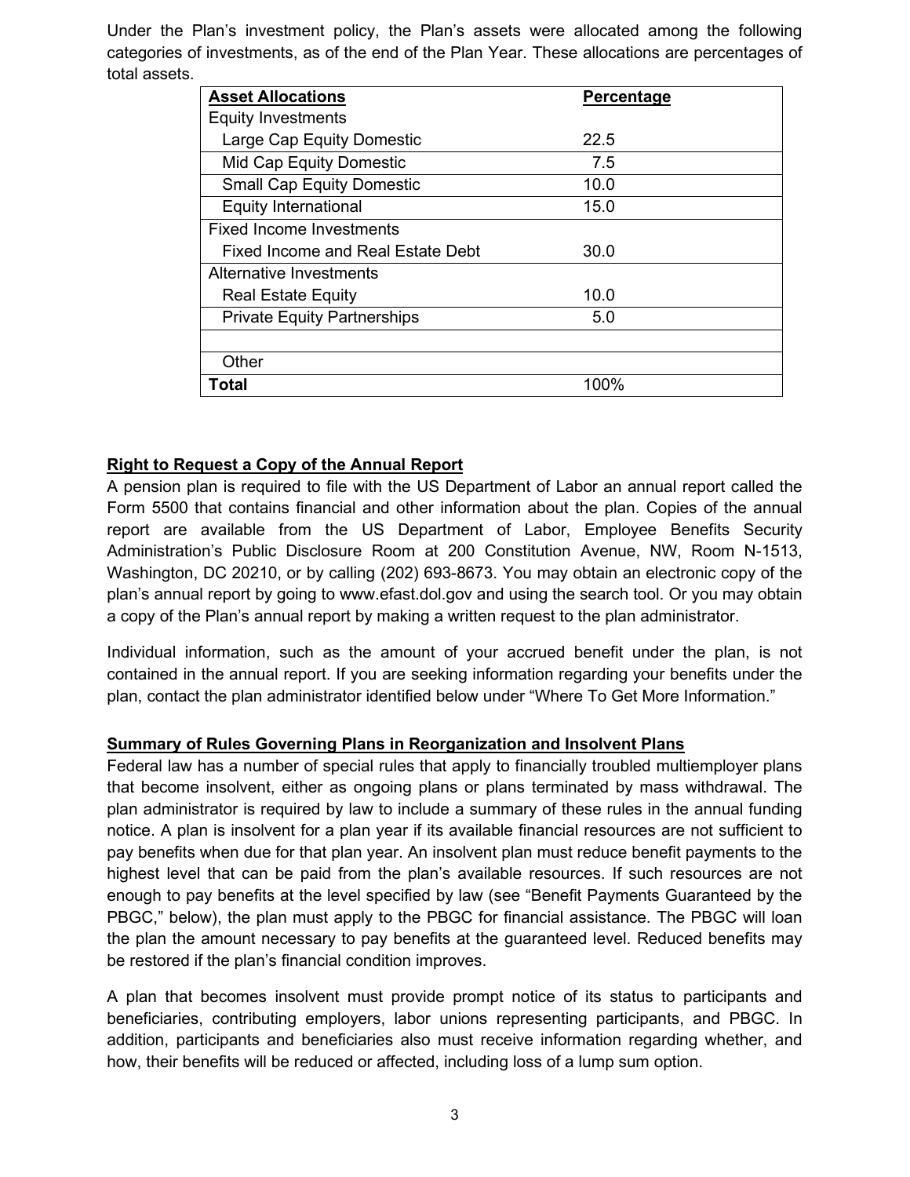Under the Plan's investment policy, the Plan's assets were allocated among the following categories of investments, as of the end of the Plan Year. These allocations are percentages of total assets.

| **Asset Allocations** | **Percentage** |
|---|---|
| Equity Investments | |
| Large Cap Equity Domestic | 22.5 |
| Mid Cap Equity Domestic | 7.5 |
| Small Cap Equity Domestic | 10.0 |
| Equity International | 15.0 |
| Fixed Income Investments | |
| Fixed Income and Real Estate Debt | 30.0 |
| Alternative Investments | |
| Real Estate Equity | 10.0 |
| Private Equity Partnerships | 5.0 |
| | |
| Other | |
| **Total** | 100% |

**Right to Request a Copy of the Annual Report**

A pension plan is required to file with the US Department of Labor an annual report called the Form 5500 that contains financial and other information about the plan. Copies of the annual report are available from the US Department of Labor, Employee Benefits Security Administration's Public Disclosure Room at 200 Constitution Avenue, NW, Room N-1513, Washington, DC 20210, or by calling (202) 693-8673. You may obtain an electronic copy of the plan's annual report by going to www.efast.dol.gov and using the search tool. Or you may obtain a copy of the Plan's annual report by making a written request to the plan administrator.

Individual information, such as the amount of your accrued benefit under the plan, is not contained in the annual report. If you are seeking information regarding your benefits under the plan, contact the plan administrator identified below under "Where To Get More Information."

**Summary of Rules Governing Plans in Reorganization and Insolvent Plans**

Federal law has a number of special rules that apply to financially troubled multiemployer plans that become insolvent, either as ongoing plans or plans terminated by mass withdrawal. The plan administrator is required by law to include a summary of these rules in the annual funding notice. A plan is insolvent for a plan year if its available financial resources are not sufficient to pay benefits when due for that plan year. An insolvent plan must reduce benefit payments to the highest level that can be paid from the plan's available resources. If such resources are not enough to pay benefits at the level specified by law (see "Benefit Payments Guaranteed by the PBGC," below), the plan must apply to the PBGC for financial assistance. The PBGC will loan the plan the amount necessary to pay benefits at the guaranteed level. Reduced benefits may be restored if the plan's financial condition improves.

A plan that becomes insolvent must provide prompt notice of its status to participants and beneficiaries, contributing employers, labor unions representing participants, and PBGC. In addition, participants and beneficiaries also must receive information regarding whether, and how, their benefits will be reduced or affected, including loss of a lump sum option.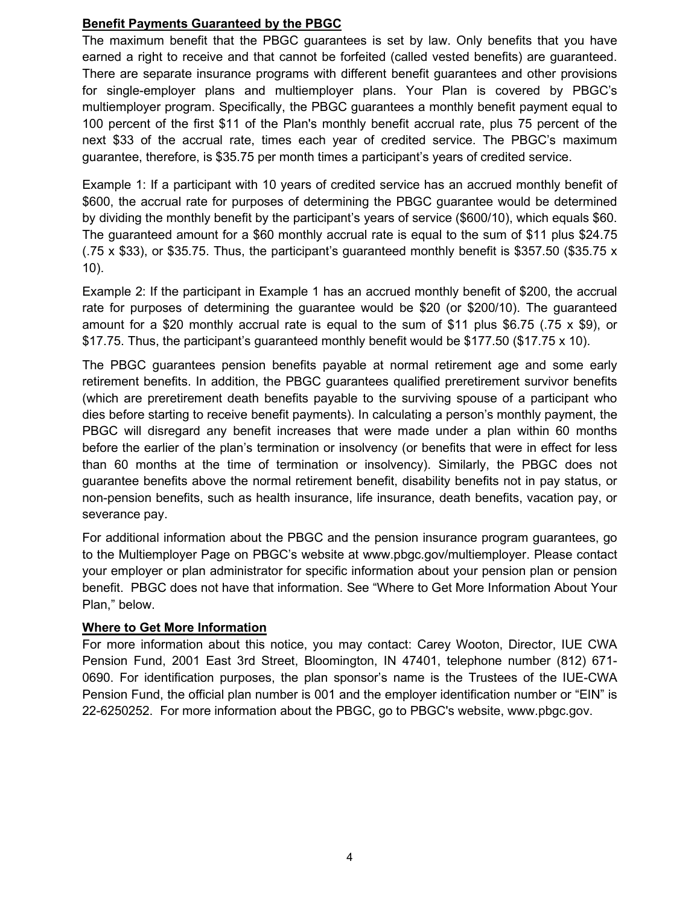**Benefit Payments Guaranteed by the PBGC**

The maximum benefit that the PBGC guarantees is set by law. Only benefits that you have earned a right to receive and that cannot be forfeited (called vested benefits) are guaranteed. There are separate insurance programs with different benefit guarantees and other provisions for single-employer plans and multiemployer plans. Your Plan is covered by PBGC's multiemployer program. Specifically, the PBGC guarantees a monthly benefit payment equal to 100 percent of the first $11 of the Plan's monthly benefit accrual rate, plus 75 percent of the next $33 of the accrual rate, times each year of credited service. The PBGC's maximum guarantee, therefore, is $35.75 per month times a participant's years of credited service.

Example 1: If a participant with 10 years of credited service has an accrued monthly benefit of $600, the accrual rate for purposes of determining the PBGC guarantee would be determined by dividing the monthly benefit by the participant's years of service ($600/10), which equals $60. The guaranteed amount for a $60 monthly accrual rate is equal to the sum of $11 plus $24.75 (.75 x $33), or $35.75. Thus, the participant's guaranteed monthly benefit is $357.50 ($35.75 x 10).

Example 2: If the participant in Example 1 has an accrued monthly benefit of $200, the accrual rate for purposes of determining the guarantee would be $20 (or $200/10). The guaranteed amount for a $20 monthly accrual rate is equal to the sum of $11 plus $6.75 (.75 x $9), or $17.75. Thus, the participant's guaranteed monthly benefit would be $177.50 ($17.75 x 10).

The PBGC guarantees pension benefits payable at normal retirement age and some early retirement benefits. In addition, the PBGC guarantees qualified preretirement survivor benefits (which are preretirement death benefits payable to the surviving spouse of a participant who dies before starting to receive benefit payments). In calculating a person's monthly payment, the PBGC will disregard any benefit increases that were made under a plan within 60 months before the earlier of the plan's termination or insolvency (or benefits that were in effect for less than 60 months at the time of termination or insolvency). Similarly, the PBGC does not guarantee benefits above the normal retirement benefit, disability benefits not in pay status, or non-pension benefits, such as health insurance, life insurance, death benefits, vacation pay, or severance pay.

For additional information about the PBGC and the pension insurance program guarantees, go to the Multiemployer Page on PBGC's website at www.pbgc.gov/multiemployer. Please contact your employer or plan administrator for specific information about your pension plan or pension benefit. PBGC does not have that information. See "Where to Get More Information About Your Plan," below.

**Where to Get More Information**

For more information about this notice, you may contact: Carey Wooton, Director, IUE CWA Pension Fund, 2001 East 3rd Street, Bloomington, IN 47401, telephone number (812) 671-0690. For identification purposes, the plan sponsor's name is the Trustees of the IUE-CWA Pension Fund, the official plan number is 001 and the employer identification number or "EIN" is 22-6250252. For more information about the PBGC, go to PBGC's website, www.pbgc.gov.